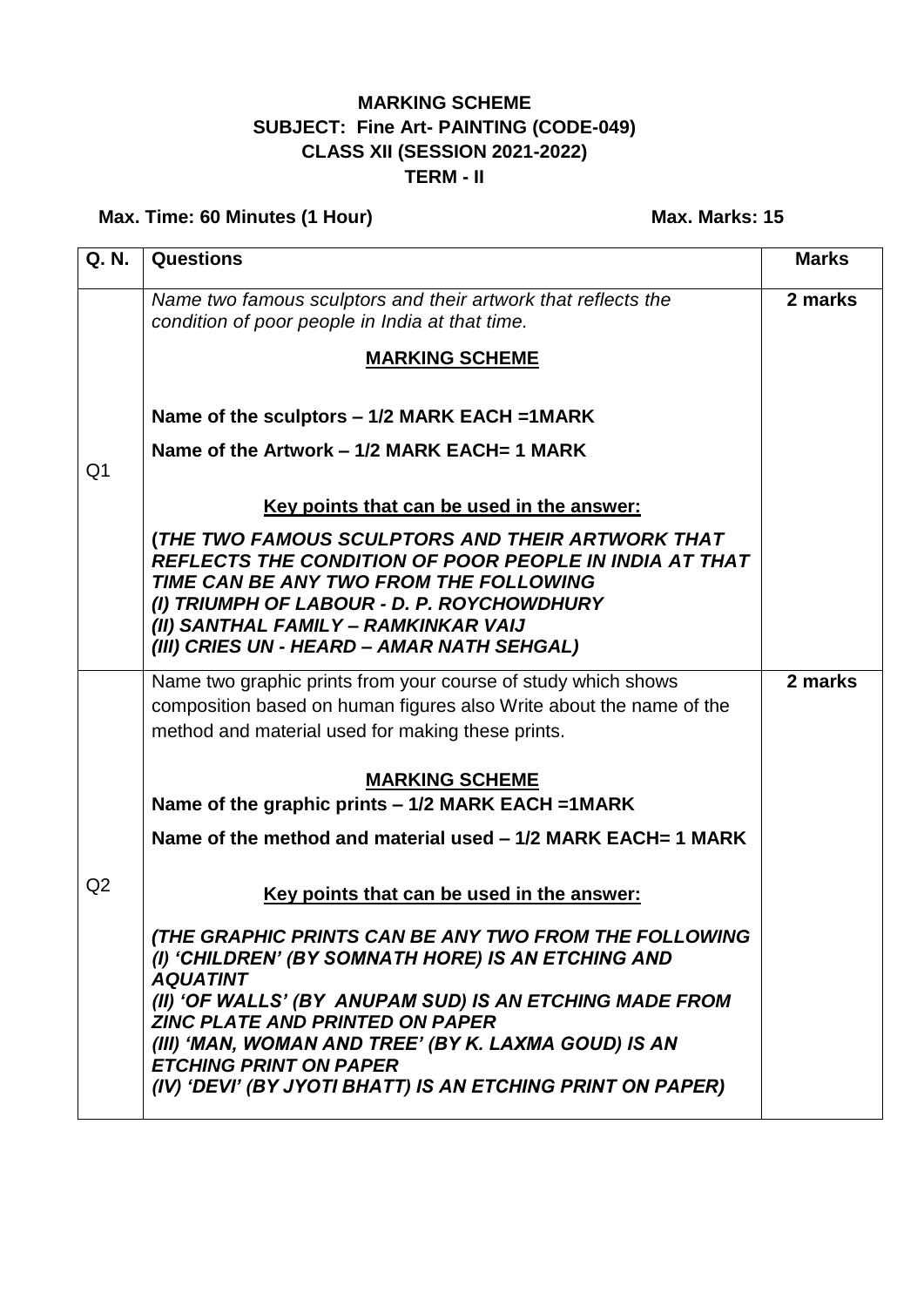**MARKING SCHEME**
**SUBJECT: Fine Art- PAINTING (CODE-049)**
**CLASS XII (SESSION 2021-2022)**
**TERM - II**

**Max. Time: 60 Minutes (1 Hour)** **Max. Marks: 15**

| Q. N. | Questions | Marks |
|---|---|---|
| Q1 | *Name two famous sculptors and their artwork that reflects the condition of poor people in India at that time.*<br><br>**MARKING SCHEME**<br><br>**Name of the sculptors – 1/2 MARK EACH =1MARK**<br>**Name of the Artwork – 1/2 MARK EACH= 1 MARK**<br><br>**Key points that can be used in the answer:**<br><br>**(*THE TWO FAMOUS SCULPTORS AND THEIR ARTWORK THAT REFLECTS THE CONDITION OF POOR PEOPLE IN INDIA AT THAT TIME CAN BE ANY TWO FROM THE FOLLOWING*<br>*(I) TRIUMPH OF LABOUR - D. P. ROYCHOWDHURY*<br>*(II) SANTHAL FAMILY – RAMKINKAR VAIJ*<br>*(III) CRIES UN - HEARD – AMAR NATH SEHGAL)*** | **2 marks** |
| Q2 | Name two graphic prints from your course of study which shows composition based on human figures also Write about the name of the method and material used for making these prints.<br><br>**MARKING SCHEME**<br>**Name of the graphic prints – 1/2 MARK EACH =1MARK**<br>**Name of the method and material used – 1/2 MARK EACH= 1 MARK**<br><br>**Key points that can be used in the answer:**<br><br>***(THE GRAPHIC PRINTS CAN BE ANY TWO FROM THE FOLLOWING*<br>*(I) 'CHILDREN' (BY SOMNATH HORE) IS AN ETCHING AND AQUATINT*<br>*(II) 'OF WALLS' (BY ANUPAM SUD) IS AN ETCHING MADE FROM ZINC PLATE AND PRINTED ON PAPER*<br>*(III) 'MAN, WOMAN AND TREE' (BY K. LAXMA GOUD) IS AN ETCHING PRINT ON PAPER*<br>*(IV) 'DEVI' (BY JYOTI BHATT) IS AN ETCHING PRINT ON PAPER)*** | **2 marks** |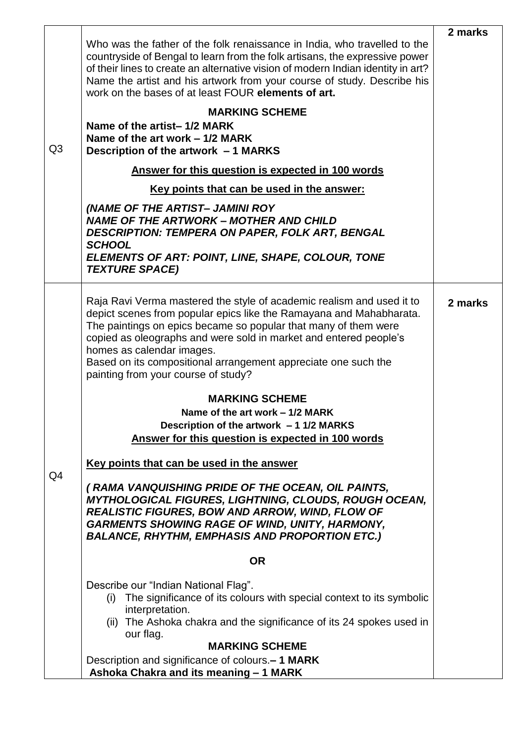| Q.No | Question | Marks |
|---|---|---|
| Q3 | Who was the father of the folk renaissance in India, who travelled to the countryside of Bengal to learn from the folk artisans, the expressive power of their lines to create an alternative vision of modern Indian identity in art? Name the artist and his artwork from your course of study. Describe his work on the bases of at least FOUR **elements of art.**<br><br>**MARKING SCHEME**<br>**Name of the artist– 1/2 MARK**<br>**Name of the art work – 1/2 MARK**<br>**Description of the artwork – 1 MARKS**<br><br>**Answer for this question is expected in 100 words**<br><br>**Key points that can be used in the answer:**<br><br>***(NAME OF THE ARTIST– JAMINI ROY***<br>***NAME OF THE ARTWORK – MOTHER AND CHILD***<br>***DESCRIPTION: TEMPERA ON PAPER, FOLK ART, BENGAL SCHOOL***<br>***ELEMENTS OF ART: POINT, LINE, SHAPE, COLOUR, TONE TEXTURE SPACE)*** | **2 marks** |
| Q4 | Raja Ravi Verma mastered the style of academic realism and used it to depict scenes from popular epics like the Ramayana and Mahabharata. The paintings on epics became so popular that many of them were copied as oleographs and were sold in market and entered people's homes as calendar images.<br>Based on its compositional arrangement appreciate one such the painting from your course of study?<br><br>**MARKING SCHEME**<br>**Name of the art work – 1/2 MARK**<br>**Description of the artwork – 1 1/2 MARKS**<br>**Answer for this question is expected in 100 words**<br><br>**Key points that can be used in the answer**<br><br>***( RAMA VANQUISHING PRIDE OF THE OCEAN, OIL PAINTS, MYTHOLOGICAL FIGURES, LIGHTNING, CLOUDS, ROUGH OCEAN, REALISTIC FIGURES, BOW AND ARROW, WIND, FLOW OF GARMENTS SHOWING RAGE OF WIND, UNITY, HARMONY, BALANCE, RHYTHM, EMPHASIS AND PROPORTION ETC.)***<br><br>**OR**<br><br>Describe our "Indian National Flag".<br>(i) The significance of its colours with special context to its symbolic interpretation.<br>(ii) The Ashoka chakra and the significance of its 24 spokes used in our flag.<br><br>**MARKING SCHEME**<br>Description and significance of colours.**– 1 MARK**<br>**Ashoka Chakra and its meaning – 1 MARK** | **2 marks** |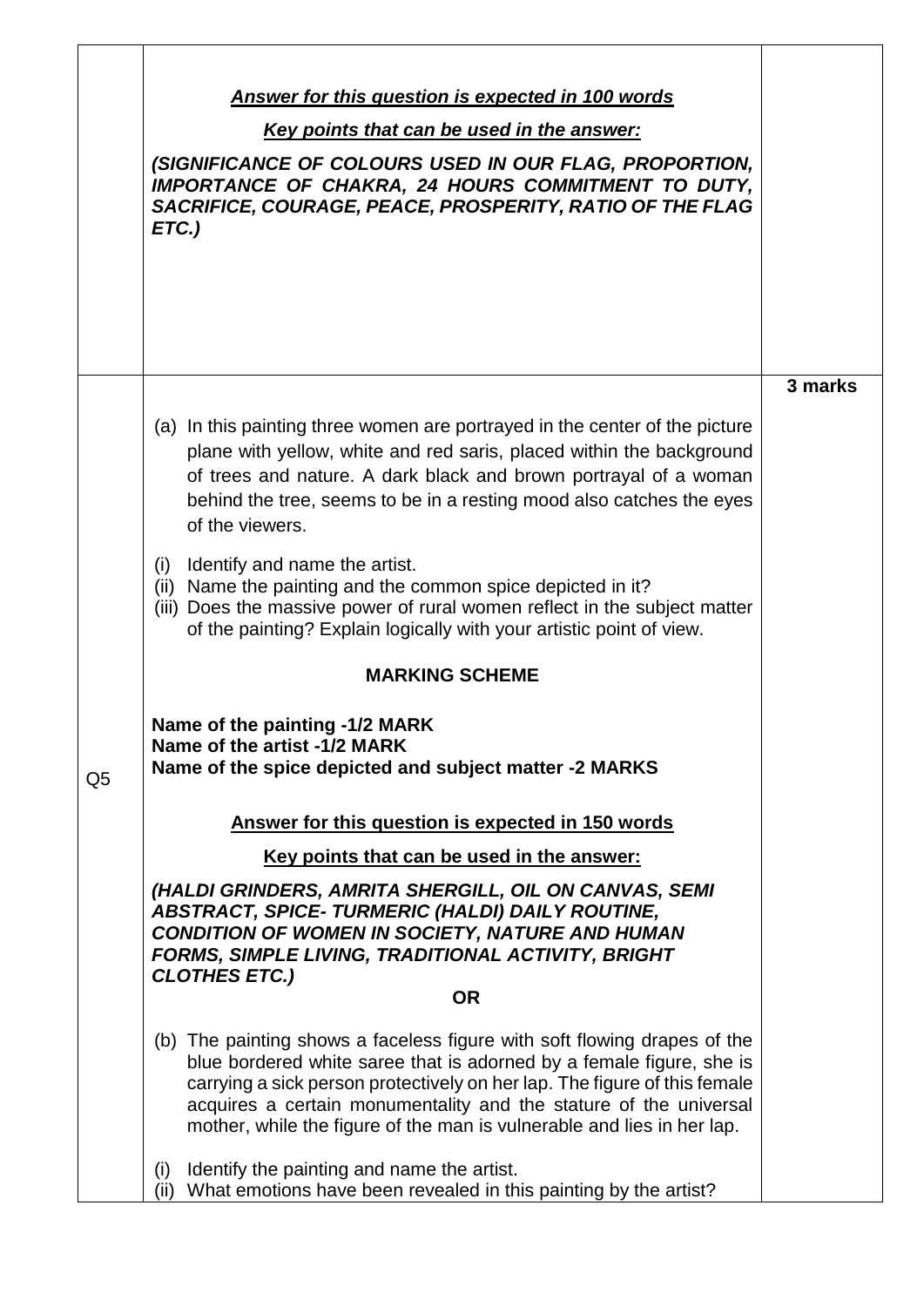| | | |
|---|---|---|
| | ***Answer for this question is expected in 100 words*** <br><br> ***Key points that can be used in the answer:*** <br><br> ***(SIGNIFICANCE OF COLOURS USED IN OUR FLAG, PROPORTION, IMPORTANCE OF CHAKRA, 24 HOURS COMMITMENT TO DUTY, SACRIFICE, COURAGE, PEACE, PROSPERITY, RATIO OF THE FLAG ETC.)*** | |
| Q5 | (a) In this painting three women are portrayed in the center of the picture plane with yellow, white and red saris, placed within the background of trees and nature. A dark black and brown portrayal of a woman behind the tree, seems to be in a resting mood also catches the eyes of the viewers. <br><br> (i) Identify and name the artist. <br> (ii) Name the painting and the common spice depicted in it? <br> (iii) Does the massive power of rural women reflect in the subject matter of the painting? Explain logically with your artistic point of view. <br><br> **MARKING SCHEME** <br><br> **Name of the painting -1/2 MARK** <br> **Name of the artist -1/2 MARK** <br> **Name of the spice depicted and subject matter -2 MARKS** <br><br> **Answer for this question is expected in 150 words** <br><br> **Key points that can be used in the answer:** <br><br> ***(HALDI GRINDERS, AMRITA SHERGILL, OIL ON CANVAS, SEMI ABSTRACT, SPICE- TURMERIC (HALDI) DAILY ROUTINE, CONDITION OF WOMEN IN SOCIETY, NATURE AND HUMAN FORMS, SIMPLE LIVING, TRADITIONAL ACTIVITY, BRIGHT CLOTHES ETC.)*** <br><br> **OR** <br><br> (b) The painting shows a faceless figure with soft flowing drapes of the blue bordered white saree that is adorned by a female figure, she is carrying a sick person protectively on her lap. The figure of this female acquires a certain monumentality and the stature of the universal mother, while the figure of the man is vulnerable and lies in her lap. <br><br> (i) Identify the painting and name the artist. <br> (ii) What emotions have been revealed in this painting by the artist? | **3 marks** |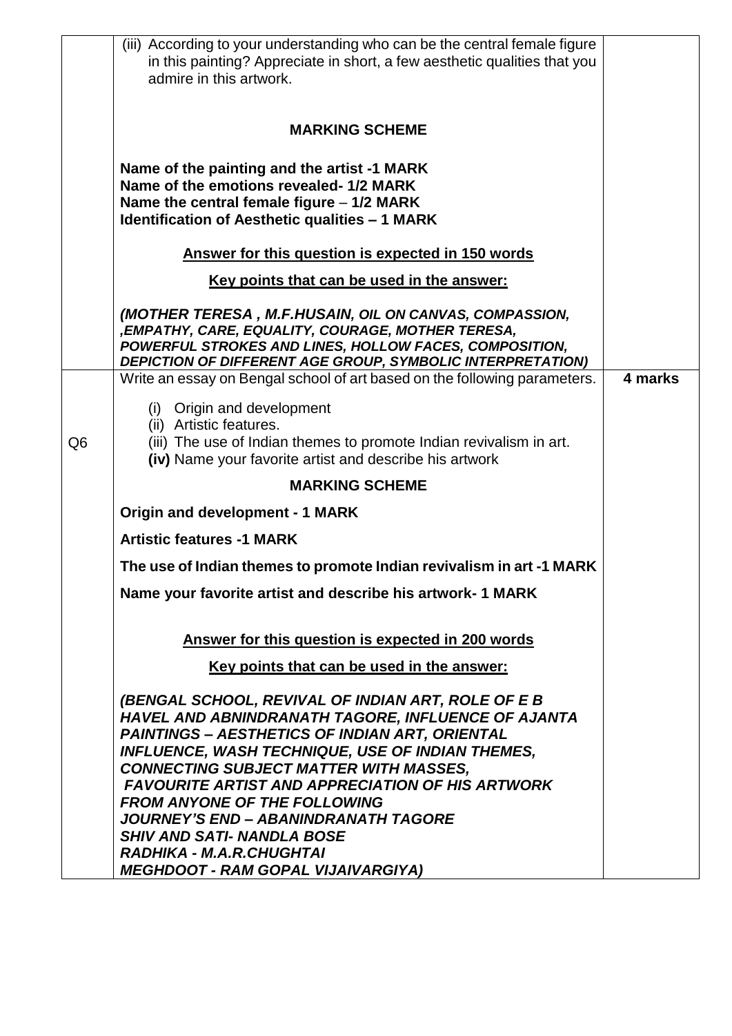| | | |
|---|---|---|
| | (iii) According to your understanding who can be the central female figure in this painting? Appreciate in short, a few aesthetic qualities that you admire in this artwork.<br><br>**MARKING SCHEME**<br><br>**Name of the painting and the artist -1 MARK**<br>**Name of the emotions revealed- 1/2 MARK**<br>**Name the central female figure – 1/2 MARK**<br>**Identification of Aesthetic qualities – 1 MARK**<br><br>**<u>Answer for this question is expected in 150 words</u>**<br><br>**<u>Key points that can be used in the answer:</u>**<br><br>***(MOTHER TERESA , M.F.HUSAIN, OIL ON CANVAS, COMPASSION, ,EMPATHY, CARE, EQUALITY, COURAGE, MOTHER TERESA, POWERFUL STROKES AND LINES, HOLLOW FACES, COMPOSITION, DEPICTION OF DIFFERENT AGE GROUP, SYMBOLIC INTERPRETATION)*** | |
| Q6 | Write an essay on Bengal school of art based on the following parameters.<br><br>(i) Origin and development<br>(ii) Artistic features.<br>(iii) The use of Indian themes to promote Indian revivalism in art.<br>**(iv)** Name your favorite artist and describe his artwork<br><br>**MARKING SCHEME**<br><br>**Origin and development - 1 MARK**<br><br>**Artistic features -1 MARK**<br><br>**The use of Indian themes to promote Indian revivalism in art -1 MARK**<br><br>**Name your favorite artist and describe his artwork- 1 MARK**<br><br>**<u>Answer for this question is expected in 200 words</u>**<br><br>**<u>Key points that can be used in the answer:</u>**<br><br>***(BENGAL SCHOOL, REVIVAL OF INDIAN ART, ROLE OF E B HAVEL AND ABNINDRANATH TAGORE, INFLUENCE OF AJANTA PAINTINGS – AESTHETICS OF INDIAN ART, ORIENTAL INFLUENCE, WASH TECHNIQUE, USE OF INDIAN THEMES, CONNECTING SUBJECT MATTER WITH MASSES,<br>FAVOURITE ARTIST AND APPRECIATION OF HIS ARTWORK FROM ANYONE OF THE FOLLOWING<br>JOURNEY'S END – ABANINDRANATH TAGORE<br>SHIV AND SATI- NANDLA BOSE<br>RADHIKA - M.A.R.CHUGHTAI<br>MEGHDOOT - RAM GOPAL VIJAIVARGIYA)*** | **4 marks** |